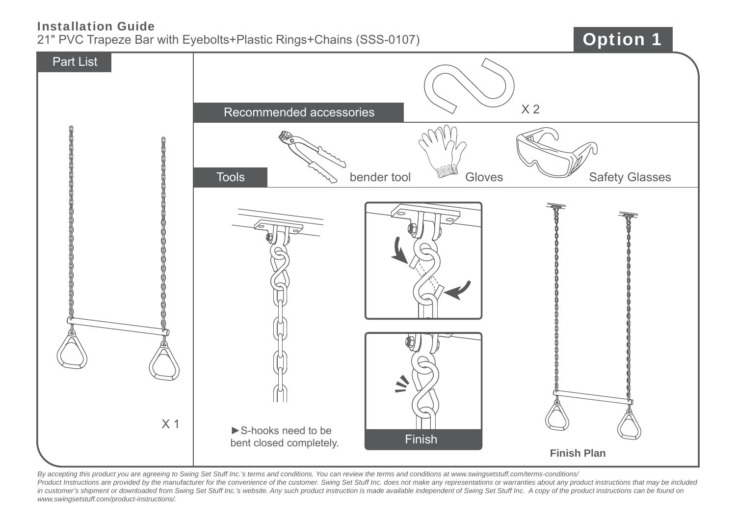# Installation Guide

21" PVC Trapeze Bar with Eyebolts+Plastic Rings+Chains (SSS-0107)

**Option 1**

## Part List

X 1

## Recommended accessories

X 2

## Tools

bender tool

Gloves

Safety Glasses

►S-hooks need to be bent closed completely.

Finish

**Finish Plan**

*By accepting this product you are agreeing to Swing Set Stuff Inc.'s terms and conditions. You can review the terms and conditions at www.swingsetstuff.com/terms-conditions/*

*Product Instructions are provided by the manufacturer for the convenience of the customer. Swing Set Stuff Inc. does not make any representations or warranties about any product instructions that may be included in customer's shipment or downloaded from Swing Set Stuff Inc.'s website. Any such product instruction is made available independent of Swing Set Stuff Inc. A copy of the product instructions can be found on www.swingsetstuff.com/product-instructions/.*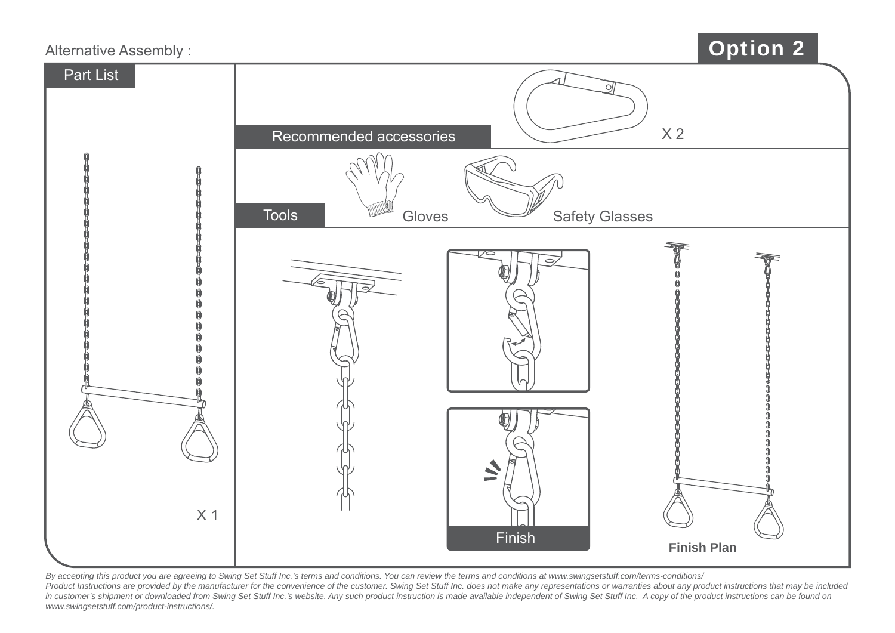Alternative Assembly :

## Option 2

### Part List

X 1

### Recommended accessories

X 2

### Tools

Gloves

Safety Glasses

Finish

**Finish Plan**

*By accepting this product you are agreeing to Swing Set Stuff Inc.'s terms and conditions. You can review the terms and conditions at www.swingsetstuff.com/terms-conditions/*
*Product Instructions are provided by the manufacturer for the convenience of the customer. Swing Set Stuff Inc. does not make any representations or warranties about any product instructions that may be included in customer's shipment or downloaded from Swing Set Stuff Inc.'s website. Any such product instruction is made available independent of Swing Set Stuff Inc. A copy of the product instructions can be found on www.swingsetstuff.com/product-instructions/.*